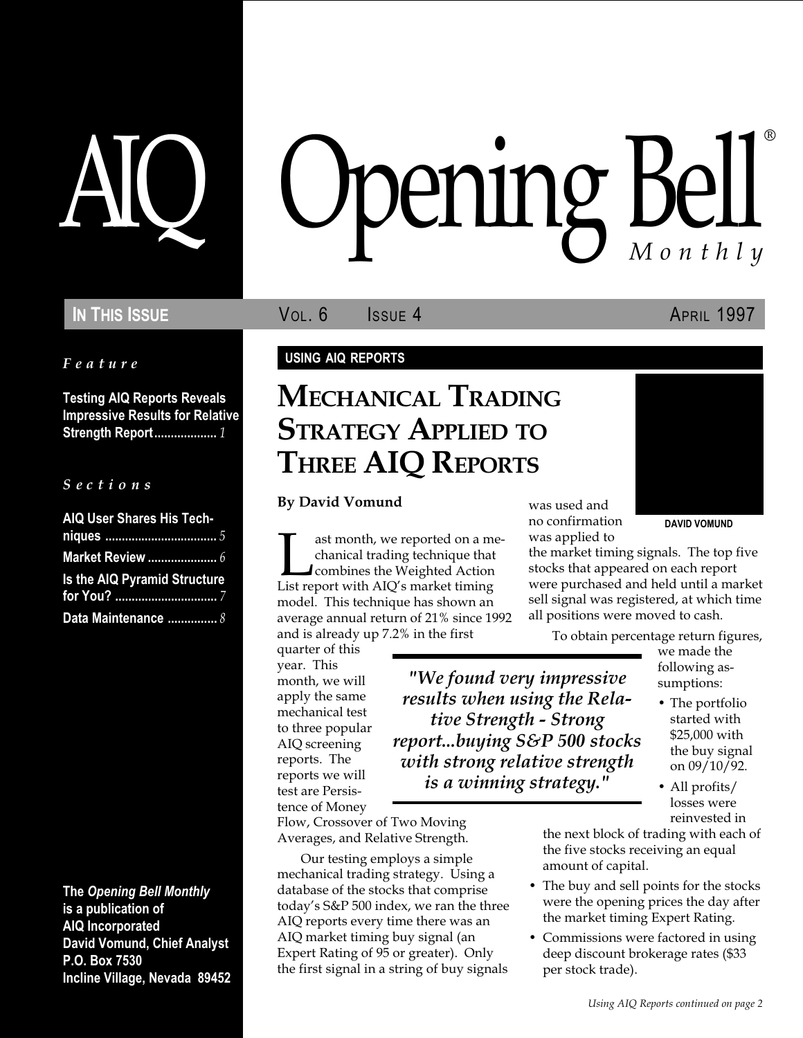# AIQ Opening Bell® Monthly

**In This Issue** — Vol. 6 Issue 4 — April 1997

*Feature*

**Testing AIQ Reports Reveals Impressive Results for Relative Strength Report** .................. *1*

*Sections*

**AIQ User Shares His Techniques** .................................. *5*
**Market Review** ..................... *6*
**Is the AIQ Pyramid Structure for You?** ............................... *7*
**Data Maintenance** ............... *8*

**The *Opening Bell Monthly* is a publication of AIQ Incorporated**
**David Vomund, Chief Analyst**
**P.O. Box 7530**
**Incline Village, Nevada 89452**

**USING AIQ REPORTS**

## Mechanical Trading Strategy Applied to Three AIQ Reports

**By David Vomund**

DAVID VOMUND

Last month, we reported on a mechanical trading technique that combines the Weighted Action List report with AIQ's market timing model. This technique has shown an average annual return of 21% since 1992 and is already up 7.2% in the first quarter of this year. This month, we will apply the same mechanical test to three popular AIQ screening reports. The reports we will test are Persistence of Money Flow, Crossover of Two Moving Averages, and Relative Strength.

Our testing employs a simple mechanical trading strategy. Using a database of the stocks that comprise today's S&P 500 index, we ran the three AIQ reports every time there was an AIQ market timing buy signal (an Expert Rating of 95 or greater). Only the first signal in a string of buy signals was used and no confirmation was applied to the market timing signals. The top five stocks that appeared on each report were purchased and held until a market sell signal was registered, at which time all positions were moved to cash.

> *"We found very impressive results when using the Relative Strength - Strong report...buying S&P 500 stocks with strong relative strength is a winning strategy."*

To obtain percentage return figures, we made the following assumptions:

- The portfolio started with $25,000 with the buy signal on 09/10/92.
- All profits/losses were reinvested in the next block of trading with each of the five stocks receiving an equal amount of capital.
- The buy and sell points for the stocks were the opening prices the day after the market timing Expert Rating.
- Commissions were factored in using deep discount brokerage rates ($33 per stock trade).

*Using AIQ Reports continued on page 2*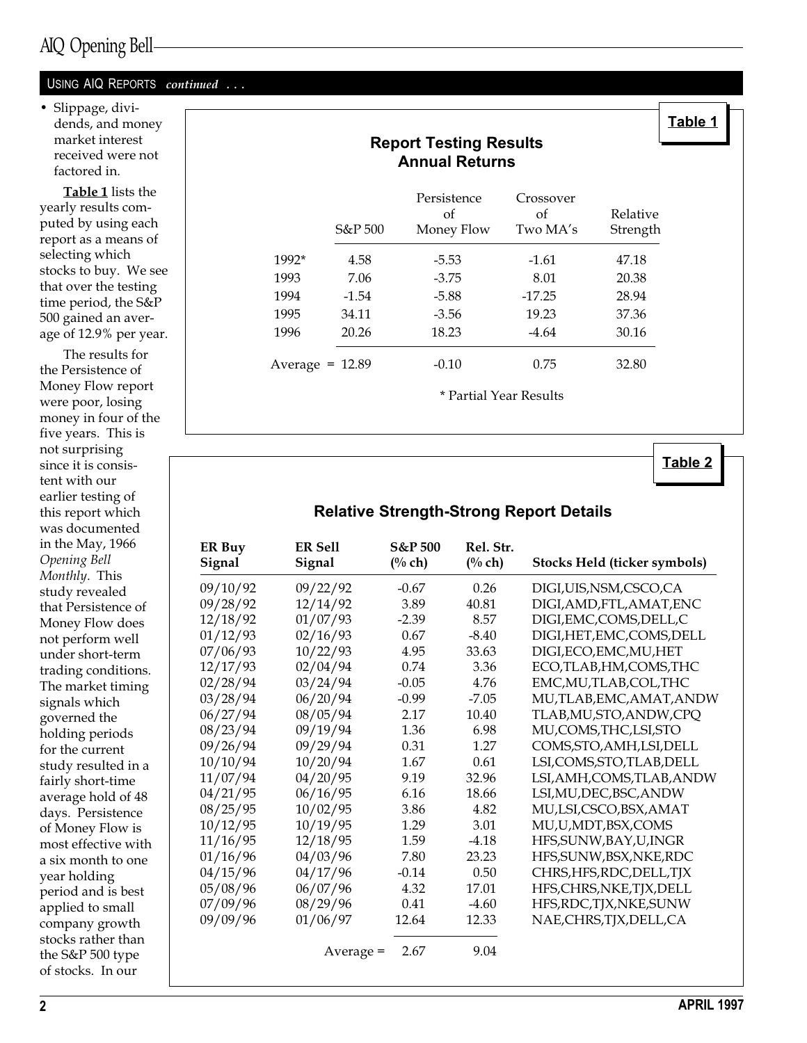## USING AIQ REPORTS *continued . . .*

- Slippage, dividends, and money market interest received were not factored in.

**Table 1** lists the yearly results computed by using each report as a means of selecting which stocks to buy. We see that over the testing time period, the S&P 500 gained an average of 12.9% per year.

The results for the Persistence of Money Flow report were poor, losing money in four of the five years. This is not surprising since it is consistent with our earlier testing of this report which was documented in the May, 1966 *Opening Bell Monthly*. This study revealed that Persistence of Money Flow does not perform well under short-term trading conditions. The market timing signals which governed the holding periods for the current study resulted in a fairly short-time average hold of 48 days. Persistence of Money Flow is most effective with a six month to one year holding period and is best applied to small company growth stocks rather than the S&P 500 type of stocks. In our

**Table 1**

### Report Testing Results
### Annual Returns

| | S&P 500 | Persistence of Money Flow | Crossover of Two MA's | Relative Strength |
|---|---|---|---|---|
| 1992* | 4.58 | -5.53 | -1.61 | 47.18 |
| 1993 | 7.06 | -3.75 | 8.01 | 20.38 |
| 1994 | -1.54 | -5.88 | -17.25 | 28.94 |
| 1995 | 34.11 | -3.56 | 19.23 | 37.36 |
| 1996 | 20.26 | 18.23 | -4.64 | 30.16 |
| Average = | 12.89 | -0.10 | 0.75 | 32.80 |

\* Partial Year Results

**Table 2**

### Relative Strength-Strong Report Details

| ER Buy Signal | ER Sell Signal | S&P 500 (% ch) | Rel. Str. (% ch) | Stocks Held (ticker symbols) |
|---|---|---|---|---|
| 09/10/92 | 09/22/92 | -0.67 | 0.26 | DIGI,UIS,NSM,CSCO,CA |
| 09/28/92 | 12/14/92 | 3.89 | 40.81 | DIGI,AMD,FTL,AMAT,ENC |
| 12/18/92 | 01/07/93 | -2.39 | 8.57 | DIGI,EMC,COMS,DELL,C |
| 01/12/93 | 02/16/93 | 0.67 | -8.40 | DIGI,HET,EMC,COMS,DELL |
| 07/06/93 | 10/22/93 | 4.95 | 33.63 | DIGI,ECO,EMC,MU,HET |
| 12/17/93 | 02/04/94 | 0.74 | 3.36 | ECO,TLAB,HM,COMS,THC |
| 02/28/94 | 03/24/94 | -0.05 | 4.76 | EMC,MU,TLAB,COL,THC |
| 03/28/94 | 06/20/94 | -0.99 | -7.05 | MU,TLAB,EMC,AMAT,ANDW |
| 06/27/94 | 08/05/94 | 2.17 | 10.40 | TLAB,MU,STO,ANDW,CPQ |
| 08/23/94 | 09/19/94 | 1.36 | 6.98 | MU,COMS,THC,LSI,STO |
| 09/26/94 | 09/29/94 | 0.31 | 1.27 | COMS,STO,AMH,LSI,DELL |
| 10/10/94 | 10/20/94 | 1.67 | 0.61 | LSI,COMS,STO,TLAB,DELL |
| 11/07/94 | 04/20/95 | 9.19 | 32.96 | LSI,AMH,COMS,TLAB,ANDW |
| 04/21/95 | 06/16/95 | 6.16 | 18.66 | LSI,MU,DEC,BSC,ANDW |
| 08/25/95 | 10/02/95 | 3.86 | 4.82 | MU,LSI,CSCO,BSX,AMAT |
| 10/12/95 | 10/19/95 | 1.29 | 3.01 | MU,U,MDT,BSX,COMS |
| 11/16/95 | 12/18/95 | 1.59 | -4.18 | HFS,SUNW,BAY,U,INGR |
| 01/16/96 | 04/03/96 | 7.80 | 23.23 | HFS,SUNW,BSX,NKE,RDC |
| 04/15/96 | 04/17/96 | -0.14 | 0.50 | CHRS,HFS,RDC,DELL,TJX |
| 05/08/96 | 06/07/96 | 4.32 | 17.01 | HFS,CHRS,NKE,TJX,DELL |
| 07/09/96 | 08/29/96 | 0.41 | -4.60 | HFS,RDC,TJX,NKE,SUNW |
| 09/09/96 | 01/06/97 | 12.64 | 12.33 | NAE,CHRS,TJX,DELL,CA |
| | Average = | 2.67 | 9.04 | |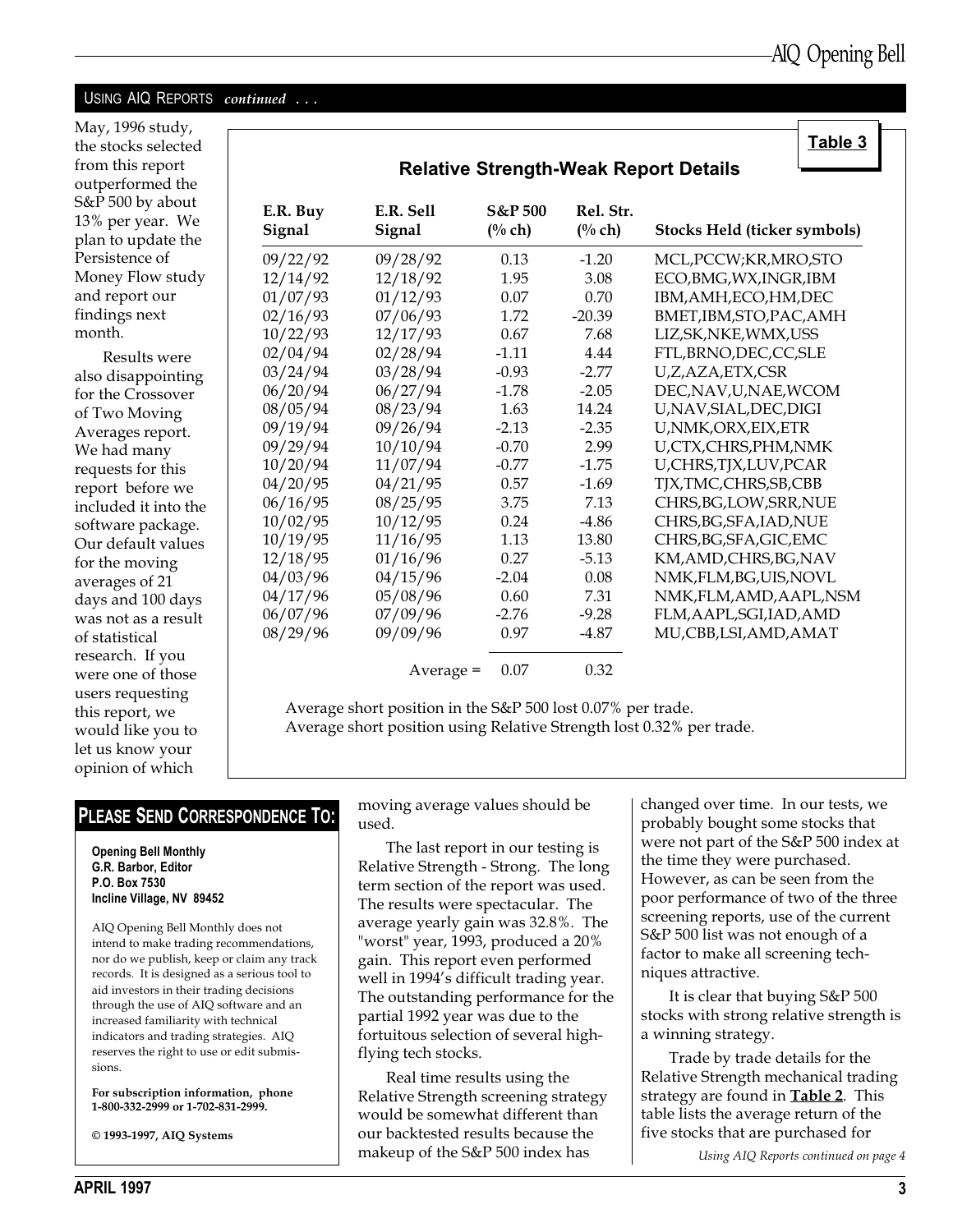USING AIQ REPORTS *continued . . .*

May, 1996 study, the stocks selected from this report outperformed the S&P 500 by about 13% per year. We plan to update the Persistence of Money Flow study and report our findings next month.

Results were also disappointing for the Crossover of Two Moving Averages report. We had many requests for this report before we included it into the software package. Our default values for the moving averages of 21 days and 100 days was not as a result of statistical research. If you were one of those users requesting this report, we would like you to let us know your opinion of which moving average values should be used.

**Table 3**

### Relative Strength-Weak Report Details

| E.R. Buy Signal | E.R. Sell Signal | S&P 500 (% ch) | Rel. Str. (% ch) | Stocks Held (ticker symbols) |
|---|---|---|---|---|
| 09/22/92 | 09/28/92 | 0.13 | -1.20 | MCL,PCCW;KR,MRO,STO |
| 12/14/92 | 12/18/92 | 1.95 | 3.08 | ECO,BMG,WX,INGR,IBM |
| 01/07/93 | 01/12/93 | 0.07 | 0.70 | IBM,AMH,ECO,HM,DEC |
| 02/16/93 | 07/06/93 | 1.72 | -20.39 | BMET,IBM,STO,PAC,AMH |
| 10/22/93 | 12/17/93 | 0.67 | 7.68 | LIZ,SK,NKE,WMX,USS |
| 02/04/94 | 02/28/94 | -1.11 | 4.44 | FTL,BRNO,DEC,CC,SLE |
| 03/24/94 | 03/28/94 | -0.93 | -2.77 | U,Z,AZA,ETX,CSR |
| 06/20/94 | 06/27/94 | -1.78 | -2.05 | DEC,NAV,U,NAE,WCOM |
| 08/05/94 | 08/23/94 | 1.63 | 14.24 | U,NAV,SIAL,DEC,DIGI |
| 09/19/94 | 09/26/94 | -2.13 | -2.35 | U,NMK,ORX,EIX,ETR |
| 09/29/94 | 10/10/94 | -0.70 | 2.99 | U,CTX,CHRS,PHM,NMK |
| 10/20/94 | 11/07/94 | -0.77 | -1.75 | U,CHRS,TJX,LUV,PCAR |
| 04/20/95 | 04/21/95 | 0.57 | -1.69 | TJX,TMC,CHRS,SB,CBB |
| 06/16/95 | 08/25/95 | 3.75 | 7.13 | CHRS,BG,LOW,SRR,NUE |
| 10/02/95 | 10/12/95 | 0.24 | -4.86 | CHRS,BG,SFA,IAD,NUE |
| 10/19/95 | 11/16/95 | 1.13 | 13.80 | CHRS,BG,SFA,GIC,EMC |
| 12/18/95 | 01/16/96 | 0.27 | -5.13 | KM,AMD,CHRS,BG,NAV |
| 04/03/96 | 04/15/96 | -2.04 | 0.08 | NMK,FLM,BG,UIS,NOVL |
| 04/17/96 | 05/08/96 | 0.60 | 7.31 | NMK,FLM,AMD,AAPL,NSM |
| 06/07/96 | 07/09/96 | -2.76 | -9.28 | FLM,AAPL,SGI,IAD,AMD |
| 08/29/96 | 09/09/96 | 0.97 | -4.87 | MU,CBB,LSI,AMD,AMAT |
| | Average = | 0.07 | 0.32 | |

Average short position in the S&P 500 lost 0.07% per trade.
Average short position using Relative Strength lost 0.32% per trade.

The last report in our testing is Relative Strength - Strong. The long term section of the report was used. The results were spectacular. The average yearly gain was 32.8%. The "worst" year, 1993, produced a 20% gain. This report even performed well in 1994's difficult trading year. The outstanding performance for the partial 1992 year was due to the fortuitous selection of several high-flying tech stocks.

Real time results using the Relative Strength screening strategy would be somewhat different than our backtested results because the makeup of the S&P 500 index has changed over time. In our tests, we probably bought some stocks that were not part of the S&P 500 index at the time they were purchased. However, as can be seen from the poor performance of two of the three screening reports, use of the current S&P 500 list was not enough of a factor to make all screening techniques attractive.

It is clear that buying S&P 500 stocks with strong relative strength is a winning strategy.

Trade by trade details for the Relative Strength mechanical trading strategy are found in **Table 2**. This table lists the average return of the five stocks that are purchased for

*Using AIQ Reports continued on page 4*

## PLEASE SEND CORRESPONDENCE TO:

**Opening Bell Monthly**
**G.R. Barbor, Editor**
**P.O. Box 7530**
**Incline Village, NV 89452**

AIQ Opening Bell Monthly does not intend to make trading recommendations, nor do we publish, keep or claim any track records. It is designed as a serious tool to aid investors in their trading decisions through the use of AIQ software and an increased familiarity with technical indicators and trading strategies. AIQ reserves the right to use or edit submissions.

**For subscription information, phone 1-800-332-2999 or 1-702-831-2999.**

**© 1993-1997, AIQ Systems**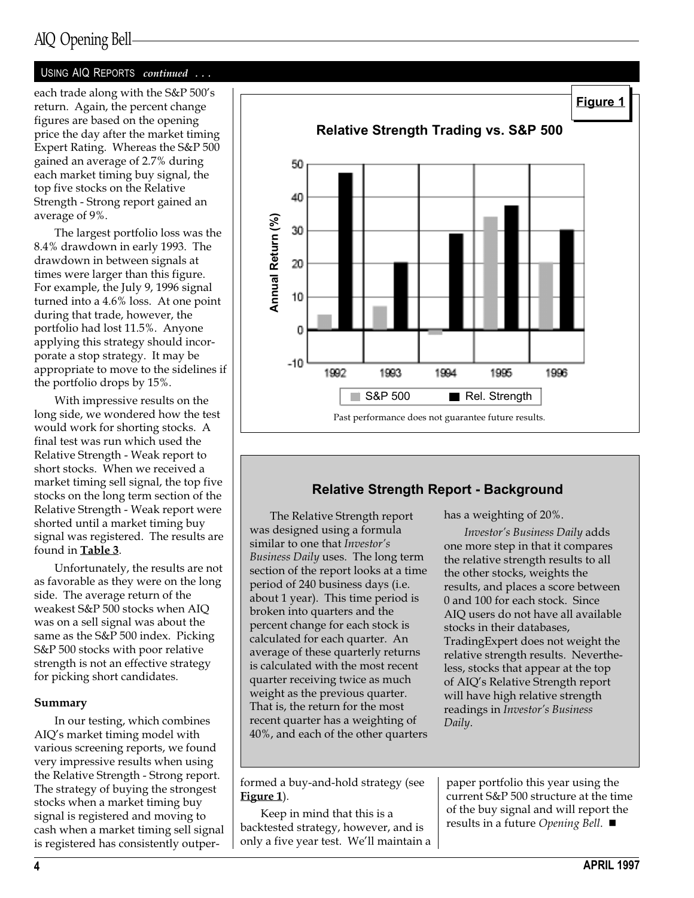USING AIQ REPORTS *continued . . .*

each trade along with the S&P 500's return. Again, the percent change figures are based on the opening price the day after the market timing Expert Rating. Whereas the S&P 500 gained an average of 2.7% during each market timing buy signal, the top five stocks on the Relative Strength - Strong report gained an average of 9%.

The largest portfolio loss was the 8.4% drawdown in early 1993. The drawdown in between signals at times were larger than this figure. For example, the July 9, 1996 signal turned into a 4.6% loss. At one point during that trade, however, the portfolio had lost 11.5%. Anyone applying this strategy should incorporate a stop strategy. It may be appropriate to move to the sidelines if the portfolio drops by 15%.

With impressive results on the long side, we wondered how the test would work for shorting stocks. A final test was run which used the Relative Strength - Weak report to short stocks. When we received a market timing sell signal, the top five stocks on the long term section of the Relative Strength - Weak report were shorted until a market timing buy signal was registered. The results are found in **Table 3**.

Unfortunately, the results are not as favorable as they were on the long side. The average return of the weakest S&P 500 stocks when AIQ was on a sell signal was about the same as the S&P 500 index. Picking S&P 500 stocks with poor relative strength is not an effective strategy for picking short candidates.

**Summary**

In our testing, which combines AIQ's market timing model with various screening reports, we found very impressive results when using the Relative Strength - Strong report. The strategy of buying the strongest stocks when a market timing buy signal is registered and moving to cash when a market timing sell signal is registered has consistently outperformed a buy-and-hold strategy (see **Figure 1**).

Keep in mind that this is a backtested strategy, however, and is only a five year test. We'll maintain a paper portfolio this year using the current S&P 500 structure at the time of the buy signal and will report the results in a future *Opening Bell*. ■

**Figure 1**

**Relative Strength Trading vs. S&P 500**

Past performance does not guarantee future results.

### Relative Strength Report - Background

The Relative Strength report was designed using a formula similar to one that *Investor's Business Daily* uses. The long term section of the report looks at a time period of 240 business days (i.e. about 1 year). This time period is broken into quarters and the percent change for each stock is calculated for each quarter. An average of these quarterly returns is calculated with the most recent quarter receiving twice as much weight as the previous quarter. That is, the return for the most recent quarter has a weighting of 40%, and each of the other quarters has a weighting of 20%.

*Investor's Business Daily* adds one more step in that it compares the relative strength results to all the other stocks, weights the results, and places a score between 0 and 100 for each stock. Since AIQ users do not have all available stocks in their databases, TradingExpert does not weight the relative strength results. Nevertheless, stocks that appear at the top of AIQ's Relative Strength report will have high relative strength readings in *Investor's Business Daily*.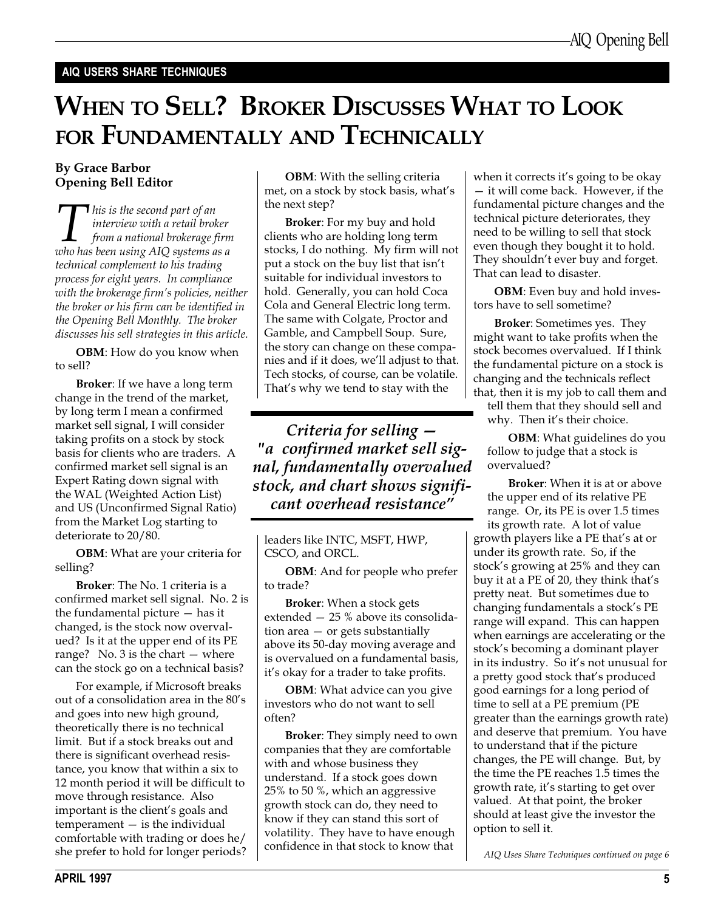**AIQ USERS SHARE TECHNIQUES**

# WHEN TO SELL? BROKER DISCUSSES WHAT TO LOOK FOR FUNDAMENTALLY AND TECHNICALLY

**By Grace Barbor**
**Opening Bell Editor**

*This is the second part of an interview with a retail broker from a national brokerage firm who has been using AIQ systems as a technical complement to his trading process for eight years. In compliance with the brokerage firm's policies, neither the broker or his firm can be identified in the Opening Bell Monthly. The broker discusses his sell strategies in this article.*

**OBM**: How do you know when to sell?

**Broker**: If we have a long term change in the trend of the market, by long term I mean a confirmed market sell signal, I will consider taking profits on a stock by stock basis for clients who are traders. A confirmed market sell signal is an Expert Rating down signal with the WAL (Weighted Action List) and US (Unconfirmed Signal Ratio) from the Market Log starting to deteriorate to 20/80.

**OBM**: What are your criteria for selling?

**Broker**: The No. 1 criteria is a confirmed market sell signal. No. 2 is the fundamental picture — has it changed, is the stock now overvalued? Is it at the upper end of its PE range? No. 3 is the chart — where can the stock go on a technical basis?

For example, if Microsoft breaks out of a consolidation area in the 80's and goes into new high ground, theoretically there is no technical limit. But if a stock breaks out and there is significant overhead resistance, you know that within a six to 12 month period it will be difficult to move through resistance. Also important is the client's goals and temperament — is the individual comfortable with trading or does he/she prefer to hold for longer periods?

**OBM**: With the selling criteria met, on a stock by stock basis, what's the next step?

**Broker**: For my buy and hold clients who are holding long term stocks, I do nothing. My firm will not put a stock on the buy list that isn't suitable for individual investors to hold. Generally, you can hold Coca Cola and General Electric long term. The same with Colgate, Proctor and Gamble, and Campbell Soup. Sure, the story can change on these companies and if it does, we'll adjust to that. Tech stocks, of course, can be volatile. That's why we tend to stay with the leaders like INTC, MSFT, HWP, CSCO, and ORCL.

> ***Criteria for selling — "a confirmed market sell signal, fundamentally overvalued stock, and chart shows significant overhead resistance"***

**OBM**: And for people who prefer to trade?

**Broker**: When a stock gets extended — 25 % above its consolidation area — or gets substantially above its 50-day moving average and is overvalued on a fundamental basis, it's okay for a trader to take profits.

**OBM**: What advice can you give investors who do not want to sell often?

**Broker**: They simply need to own companies that they are comfortable with and whose business they understand. If a stock goes down 25% to 50 %, which an aggressive growth stock can do, they need to know if they can stand this sort of volatility. They have to have enough confidence in that stock to know that when it corrects it's going to be okay — it will come back. However, if the fundamental picture changes and the technical picture deteriorates, they need to be willing to sell that stock even though they bought it to hold. They shouldn't ever buy and forget. That can lead to disaster.

**OBM**: Even buy and hold investors have to sell sometime?

**Broker**: Sometimes yes. They might want to take profits when the stock becomes overvalued. If I think the fundamental picture on a stock is changing and the technicals reflect that, then it is my job to call them and tell them that they should sell and why. Then it's their choice.

**OBM**: What guidelines do you follow to judge that a stock is overvalued?

**Broker**: When it is at or above the upper end of its relative PE range. Or, its PE is over 1.5 times its growth rate. A lot of value growth players like a PE that's at or under its growth rate. So, if the stock's growing at 25% and they can buy it at a PE of 20, they think that's pretty neat. But sometimes due to changing fundamentals a stock's PE range will expand. This can happen when earnings are accelerating or the stock's becoming a dominant player in its industry. So it's not unusual for a pretty good stock that's produced good earnings for a long period of time to sell at a PE premium (PE greater than the earnings growth rate) and deserve that premium. You have to understand that if the picture changes, the PE will change. But, by the time the PE reaches 1.5 times the growth rate, it's starting to get over valued. At that point, the broker should at least give the investor the option to sell it.

*AIQ Uses Share Techniques continued on page 6*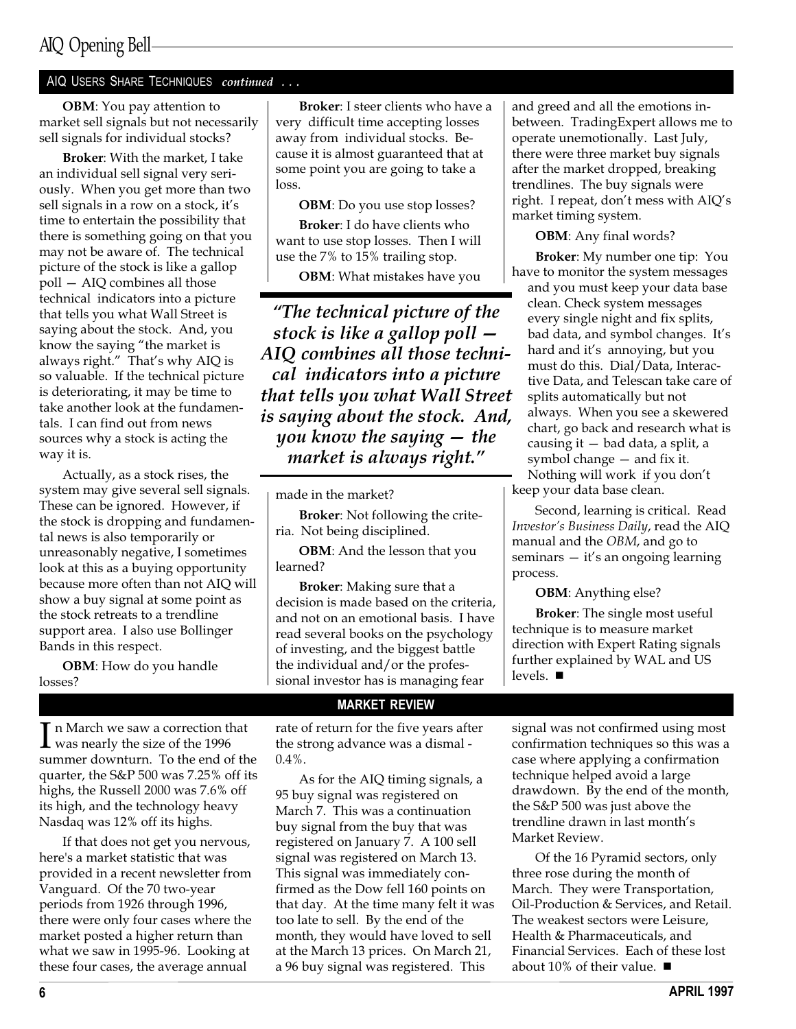## AIQ Users Share Techniques *continued . . .*

**OBM**: You pay attention to market sell signals but not necessarily sell signals for individual stocks?

**Broker**: With the market, I take an individual sell signal very seriously. When you get more than two sell signals in a row on a stock, it's time to entertain the possibility that there is something going on that you may not be aware of. The technical picture of the stock is like a gallop poll — AIQ combines all those technical indicators into a picture that tells you what Wall Street is saying about the stock. And, you know the saying "the market is always right." That's why AIQ is so valuable. If the technical picture is deteriorating, it may be time to take another look at the fundamentals. I can find out from news sources why a stock is acting the way it is.

Actually, as a stock rises, the system may give several sell signals. These can be ignored. However, if the stock is dropping and fundamental news is also temporarily or unreasonably negative, I sometimes look at this as a buying opportunity because more often than not AIQ will show a buy signal at some point as the stock retreats to a trendline support area. I also use Bollinger Bands in this respect.

**OBM**: How do you handle losses?

**Broker**: I steer clients who have a very difficult time accepting losses away from individual stocks. Because it is almost guaranteed that at some point you are going to take a loss.

**OBM**: Do you use stop losses?

**Broker**: I do have clients who want to use stop losses. Then I will use the 7% to 15% trailing stop.

**OBM**: What mistakes have you made in the market?

> ***"The technical picture of the stock is like a gallop poll — AIQ combines all those technical indicators into a picture that tells you what Wall Street is saying about the stock. And, you know the saying — the market is always right."***

**Broker**: Not following the criteria. Not being disciplined.

**OBM**: And the lesson that you learned?

**Broker**: Making sure that a decision is made based on the criteria, and not on an emotional basis. I have read several books on the psychology of investing, and the biggest battle the individual and/or the professional investor has is managing fear and greed and all the emotions in-between. TradingExpert allows me to operate unemotionally. Last July, there were three market buy signals after the market dropped, breaking trendlines. The buy signals were right. I repeat, don't mess with AIQ's market timing system.

**OBM**: Any final words?

**Broker**: My number one tip: You have to monitor the system messages and you must keep your data base clean. Check system messages every single night and fix splits, bad data, and symbol changes. It's hard and it's annoying, but you must do this. Dial/Data, Interactive Data, and Telescan take care of splits automatically but not always. When you see a skewered chart, go back and research what is causing it — bad data, a split, a symbol change — and fix it. Nothing will work if you don't keep your data base clean.

Second, learning is critical. Read *Investor's Business Daily*, read the AIQ manual and the *OBM*, and go to seminars — it's an ongoing learning process.

**OBM**: Anything else?

**Broker**: The single most useful technique is to measure market direction with Expert Rating signals further explained by WAL and US levels. ■

## MARKET REVIEW

In March we saw a correction that was nearly the size of the 1996 summer downturn. To the end of the quarter, the S&P 500 was 7.25% off its highs, the Russell 2000 was 7.6% off its high, and the technology heavy Nasdaq was 12% off its highs.

If that does not get you nervous, here's a market statistic that was provided in a recent newsletter from Vanguard. Of the 70 two-year periods from 1926 through 1996, there were only four cases where the market posted a higher return than what we saw in 1995-96. Looking at these four cases, the average annual rate of return for the five years after the strong advance was a dismal -0.4%.

As for the AIQ timing signals, a 95 buy signal was registered on March 7. This was a continuation buy signal from the buy that was registered on January 7. A 100 sell signal was registered on March 13. This signal was immediately confirmed as the Dow fell 160 points on that day. At the time many felt it was too late to sell. By the end of the month, they would have loved to sell at the March 13 prices. On March 21, a 96 buy signal was registered. This signal was not confirmed using most confirmation techniques so this was a case where applying a confirmation technique helped avoid a large drawdown. By the end of the month, the S&P 500 was just above the trendline drawn in last month's Market Review.

Of the 16 Pyramid sectors, only three rose during the month of March. They were Transportation, Oil-Production & Services, and Retail. The weakest sectors were Leisure, Health & Pharmaceuticals, and Financial Services. Each of these lost about 10% of their value. ■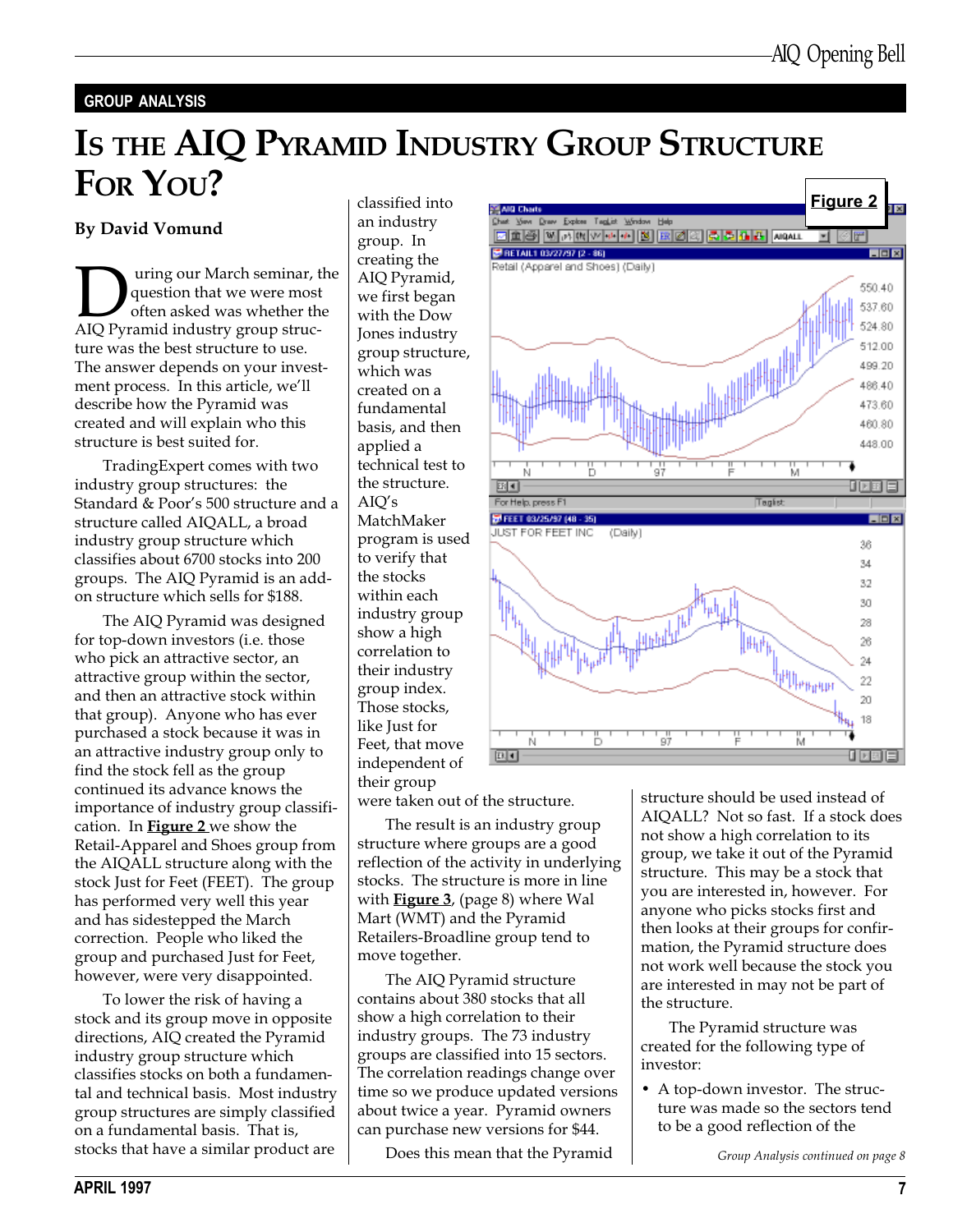## GROUP ANALYSIS

# IS THE AIQ PYRAMID INDUSTRY GROUP STRUCTURE FOR YOU?

**By David Vomund**

During our March seminar, the question that we were most often asked was whether the AIQ Pyramid industry group structure was the best structure to use. The answer depends on your investment process. In this article, we'll describe how the Pyramid was created and will explain who this structure is best suited for.

TradingExpert comes with two industry group structures: the Standard & Poor's 500 structure and a structure called AIQALL, a broad industry group structure which classifies about 6700 stocks into 200 groups. The AIQ Pyramid is an add-on structure which sells for $188.

The AIQ Pyramid was designed for top-down investors (i.e. those who pick an attractive sector, an attractive group within the sector, and then an attractive stock within that group). Anyone who has ever purchased a stock because it was in an attractive industry group only to find the stock fell as the group continued its advance knows the importance of industry group classification. In **Figure 2** we show the Retail-Apparel and Shoes group from the AIQALL structure along with the stock Just for Feet (FEET). The group has performed very well this year and has sidestepped the March correction. People who liked the group and purchased Just for Feet, however, were very disappointed.

To lower the risk of having a stock and its group move in opposite directions, AIQ created the Pyramid industry group structure which classifies stocks on both a fundamental and technical basis. Most industry group structures are simply classified on a fundamental basis. That is, stocks that have a similar product are classified into an industry group. In creating the AIQ Pyramid, we first began with the Dow Jones industry group structure, which was created on a fundamental basis, and then applied a technical test to the structure. AIQ's MatchMaker program is used to verify that the stocks within each industry group show a high correlation to their industry group index. Those stocks, like Just for Feet, that move independent of their group were taken out of the structure.

**Figure 2**

The result is an industry group structure where groups are a good reflection of the activity in underlying stocks. The structure is more in line with **Figure 3**, (page 8) where Wal Mart (WMT) and the Pyramid Retailers-Broadline group tend to move together.

The AIQ Pyramid structure contains about 380 stocks that all show a high correlation to their industry groups. The 73 industry groups are classified into 15 sectors. The correlation readings change over time so we produce updated versions about twice a year. Pyramid owners can purchase new versions for $44.

Does this mean that the Pyramid structure should be used instead of AIQALL? Not so fast. If a stock does not show a high correlation to its group, we take it out of the Pyramid structure. This may be a stock that you are interested in, however. For anyone who picks stocks first and then looks at their groups for confirmation, the Pyramid structure does not work well because the stock you are interested in may not be part of the structure.

The Pyramid structure was created for the following type of investor:

- A top-down investor. The structure was made so the sectors tend to be a good reflection of the

*Group Analysis continued on page 8*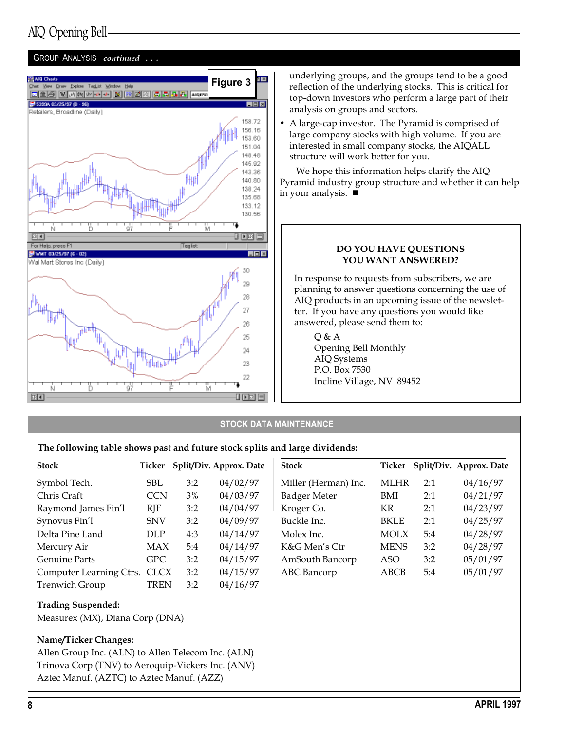## GROUP ANALYSIS *continued . . .*

Figure 3

AIQ Charts

5399A 03/25/97 (0 - 96)

Retailers, Broadline (Daily)

158.72
156.16
153.60
151.04
148.48
145.92
143.36
140.80
138.24
135.68
133.12
130.56

N D 97 F M

WMT 03/25/97 (6 - 82)

Wal Mart Stores Inc (Daily)

30
29
28
27
26
25
24
23
22

N D 97 F M

underlying groups, and the groups tend to be a good reflection of the underlying stocks. This is critical for top-down investors who perform a large part of their analysis on groups and sectors.

- A large-cap investor. The Pyramid is comprised of large company stocks with high volume. If you are interested in small company stocks, the AIQALL structure will work better for you.

We hope this information helps clarify the AIQ Pyramid industry group structure and whether it can help in your analysis. ■

**DO YOU HAVE QUESTIONS YOU WANT ANSWERED?**

In response to requests from subscribers, we are planning to answer questions concerning the use of AIQ products in an upcoming issue of the newsletter. If you have any questions you would like answered, please send them to:

Q & A
Opening Bell Monthly
AIQ Systems
P.O. Box 7530
Incline Village, NV 89452

## STOCK DATA MAINTENANCE

**The following table shows past and future stock splits and large dividends:**

| Stock | Ticker | Split/Div. | Approx. Date |
|---|---|---|---|
| Symbol Tech. | SBL | 3:2 | 04/02/97 |
| Chris Craft | CCN | 3% | 04/03/97 |
| Raymond James Fin'l | RJF | 3:2 | 04/04/97 |
| Synovus Fin'l | SNV | 3:2 | 04/09/97 |
| Delta Pine Land | DLP | 4:3 | 04/14/97 |
| Mercury Air | MAX | 5:4 | 04/14/97 |
| Genuine Parts | GPC | 3:2 | 04/15/97 |
| Computer Learning Ctrs. | CLCX | 3:2 | 04/15/97 |
| Trenwich Group | TREN | 3:2 | 04/16/97 |
| Miller (Herman) Inc. | MLHR | 2:1 | 04/16/97 |
| Badger Meter | BMI | 2:1 | 04/21/97 |
| Kroger Co. | KR | 2:1 | 04/23/97 |
| Buckle Inc. | BKLE | 2:1 | 04/25/97 |
| Molex Inc. | MOLX | 5:4 | 04/28/97 |
| K&G Men's Ctr | MENS | 3:2 | 04/28/97 |
| AmSouth Bancorp | ASO | 3:2 | 05/01/97 |
| ABC Bancorp | ABCB | 5:4 | 05/01/97 |

**Trading Suspended:**

Measurex (MX), Diana Corp (DNA)

**Name/Ticker Changes:**

Allen Group Inc. (ALN) to Allen Telecom Inc. (ALN)
Trinova Corp (TNV) to Aeroquip-Vickers Inc. (ANV)
Aztec Manuf. (AZTC) to Aztec Manuf. (AZZ)